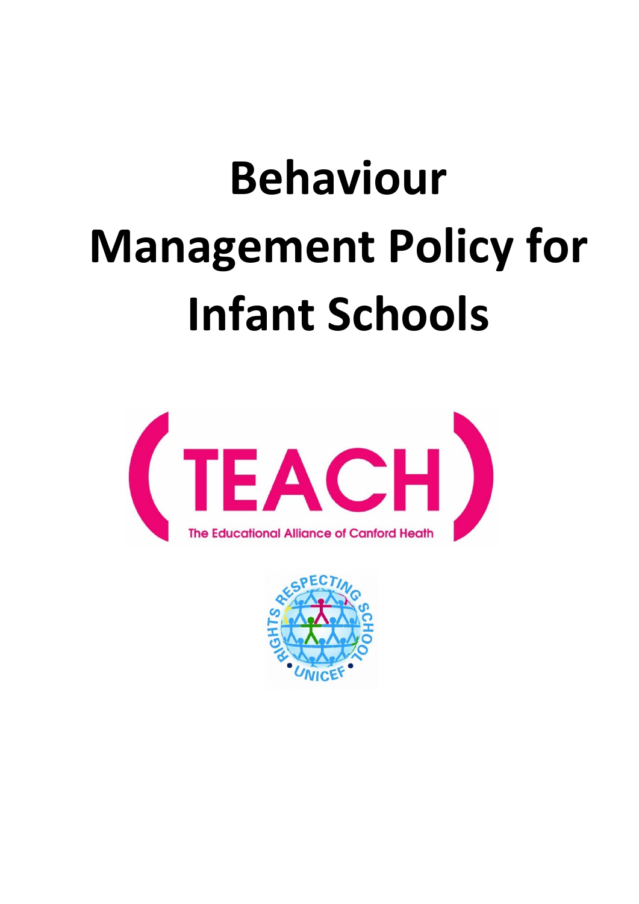# Behaviour Management Policy for Infant Schools

TEACH

The Educational Alliance of Canford Heath

RIGHTS RESPECTING SCHOOL

UNICEF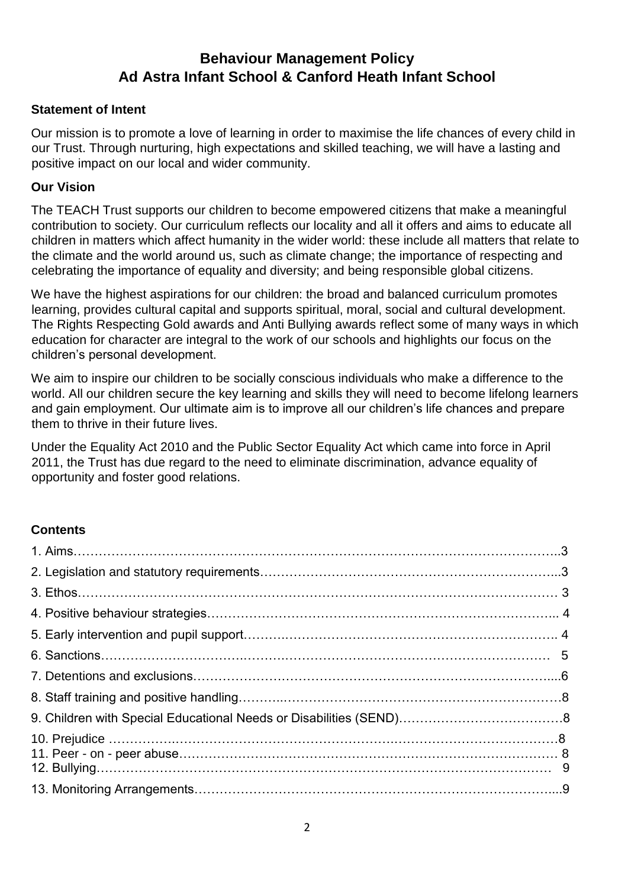# Behaviour Management Policy
# Ad Astra Infant School & Canford Heath Infant School

### Statement of Intent

Our mission is to promote a love of learning in order to maximise the life chances of every child in our Trust. Through nurturing, high expectations and skilled teaching, we will have a lasting and positive impact on our local and wider community.

### Our Vision

The TEACH Trust supports our children to become empowered citizens that make a meaningful contribution to society. Our curriculum reflects our locality and all it offers and aims to educate all children in matters which affect humanity in the wider world: these include all matters that relate to the climate and the world around us, such as climate change; the importance of respecting and celebrating the importance of equality and diversity; and being responsible global citizens.

We have the highest aspirations for our children: the broad and balanced curriculum promotes learning, provides cultural capital and supports spiritual, moral, social and cultural development. The Rights Respecting Gold awards and Anti Bullying awards reflect some of many ways in which education for character are integral to the work of our schools and highlights our focus on the children's personal development.

We aim to inspire our children to be socially conscious individuals who make a difference to the world. All our children secure the key learning and skills they will need to become lifelong learners and gain employment. Our ultimate aim is to improve all our children's life chances and prepare them to thrive in their future lives.

Under the Equality Act 2010 and the Public Sector Equality Act which came into force in April 2011, the Trust has due regard to the need to eliminate discrimination, advance equality of opportunity and foster good relations.

### Contents

1. Aims……………………………………………………………………………………………………..3
2. Legislation and statutory requirements…………………………………………………………...3
3. Ethos……………………………………………………………………………………………… 3
4. Positive behaviour strategies…………………………………………………………………….. 4
5. Early intervention and pupil support…………………………………………………………. 4
6. Sanctions…………………………………………………………………………………… 5
7. Detentions and exclusions………………………………………………………………………....6
8. Staff training and positive handling………………………………………………………………8
9. Children with Special Educational Needs or Disabilities (SEND)…………………………………8
10. Prejudice ……………………………………………………………………………………………8
11. Peer - on - peer abuse……………………………………………………………………………… 8
12. Bullying………………………………………………………………………………………… 9
13. Monitoring Arrangements…………………………………………………………………………....9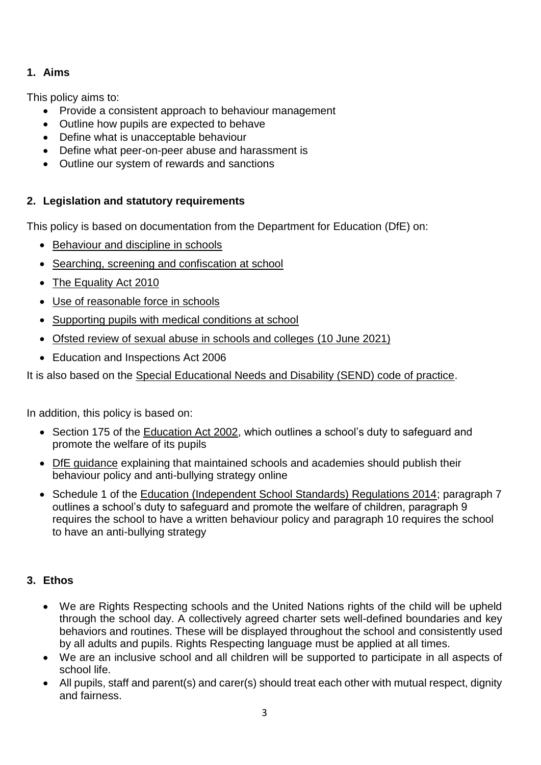## 1. Aims

This policy aims to:

- Provide a consistent approach to behaviour management
- Outline how pupils are expected to behave
- Define what is unacceptable behaviour
- Define what peer-on-peer abuse and harassment is
- Outline our system of rewards and sanctions

## 2. Legislation and statutory requirements

This policy is based on documentation from the Department for Education (DfE) on:

- Behaviour and discipline in schools
- Searching, screening and confiscation at school
- The Equality Act 2010
- Use of reasonable force in schools
- Supporting pupils with medical conditions at school
- Ofsted review of sexual abuse in schools and colleges (10 June 2021)
- Education and Inspections Act 2006

It is also based on the Special Educational Needs and Disability (SEND) code of practice.

In addition, this policy is based on:

- Section 175 of the Education Act 2002, which outlines a school's duty to safeguard and promote the welfare of its pupils
- DfE guidance explaining that maintained schools and academies should publish their behaviour policy and anti-bullying strategy online
- Schedule 1 of the Education (Independent School Standards) Regulations 2014; paragraph 7 outlines a school's duty to safeguard and promote the welfare of children, paragraph 9 requires the school to have a written behaviour policy and paragraph 10 requires the school to have an anti-bullying strategy

## 3. Ethos

- We are Rights Respecting schools and the United Nations rights of the child will be upheld through the school day. A collectively agreed charter sets well-defined boundaries and key behaviors and routines. These will be displayed throughout the school and consistently used by all adults and pupils. Rights Respecting language must be applied at all times.
- We are an inclusive school and all children will be supported to participate in all aspects of school life.
- All pupils, staff and parent(s) and carer(s) should treat each other with mutual respect, dignity and fairness.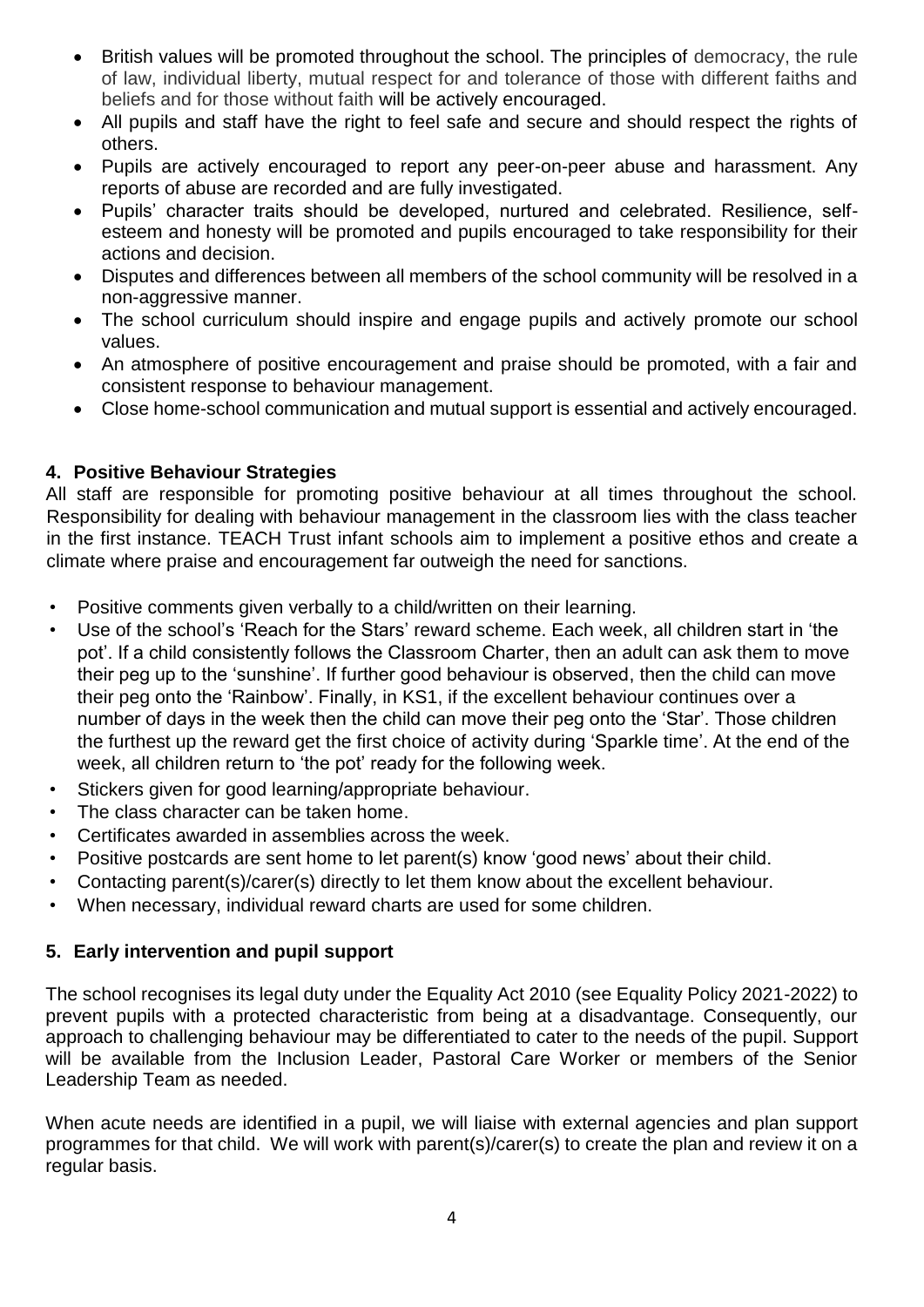- British values will be promoted throughout the school. The principles of democracy, the rule of law, individual liberty, mutual respect for and tolerance of those with different faiths and beliefs and for those without faith will be actively encouraged.
- All pupils and staff have the right to feel safe and secure and should respect the rights of others.
- Pupils are actively encouraged to report any peer-on-peer abuse and harassment. Any reports of abuse are recorded and are fully investigated.
- Pupils' character traits should be developed, nurtured and celebrated. Resilience, self-esteem and honesty will be promoted and pupils encouraged to take responsibility for their actions and decision.
- Disputes and differences between all members of the school community will be resolved in a non-aggressive manner.
- The school curriculum should inspire and engage pupils and actively promote our school values.
- An atmosphere of positive encouragement and praise should be promoted, with a fair and consistent response to behaviour management.
- Close home-school communication and mutual support is essential and actively encouraged.

## 4. Positive Behaviour Strategies

All staff are responsible for promoting positive behaviour at all times throughout the school. Responsibility for dealing with behaviour management in the classroom lies with the class teacher in the first instance. TEACH Trust infant schools aim to implement a positive ethos and create a climate where praise and encouragement far outweigh the need for sanctions.

- Positive comments given verbally to a child/written on their learning.
- Use of the school's 'Reach for the Stars' reward scheme. Each week, all children start in 'the pot'. If a child consistently follows the Classroom Charter, then an adult can ask them to move their peg up to the 'sunshine'. If further good behaviour is observed, then the child can move their peg onto the 'Rainbow'. Finally, in KS1, if the excellent behaviour continues over a number of days in the week then the child can move their peg onto the 'Star'. Those children the furthest up the reward get the first choice of activity during 'Sparkle time'. At the end of the week, all children return to 'the pot' ready for the following week.
- Stickers given for good learning/appropriate behaviour.
- The class character can be taken home.
- Certificates awarded in assemblies across the week.
- Positive postcards are sent home to let parent(s) know 'good news' about their child.
- Contacting parent(s)/carer(s) directly to let them know about the excellent behaviour.
- When necessary, individual reward charts are used for some children.

## 5. Early intervention and pupil support

The school recognises its legal duty under the Equality Act 2010 (see Equality Policy 2021-2022) to prevent pupils with a protected characteristic from being at a disadvantage. Consequently, our approach to challenging behaviour may be differentiated to cater to the needs of the pupil. Support will be available from the Inclusion Leader, Pastoral Care Worker or members of the Senior Leadership Team as needed.

When acute needs are identified in a pupil, we will liaise with external agencies and plan support programmes for that child. We will work with parent(s)/carer(s) to create the plan and review it on a regular basis.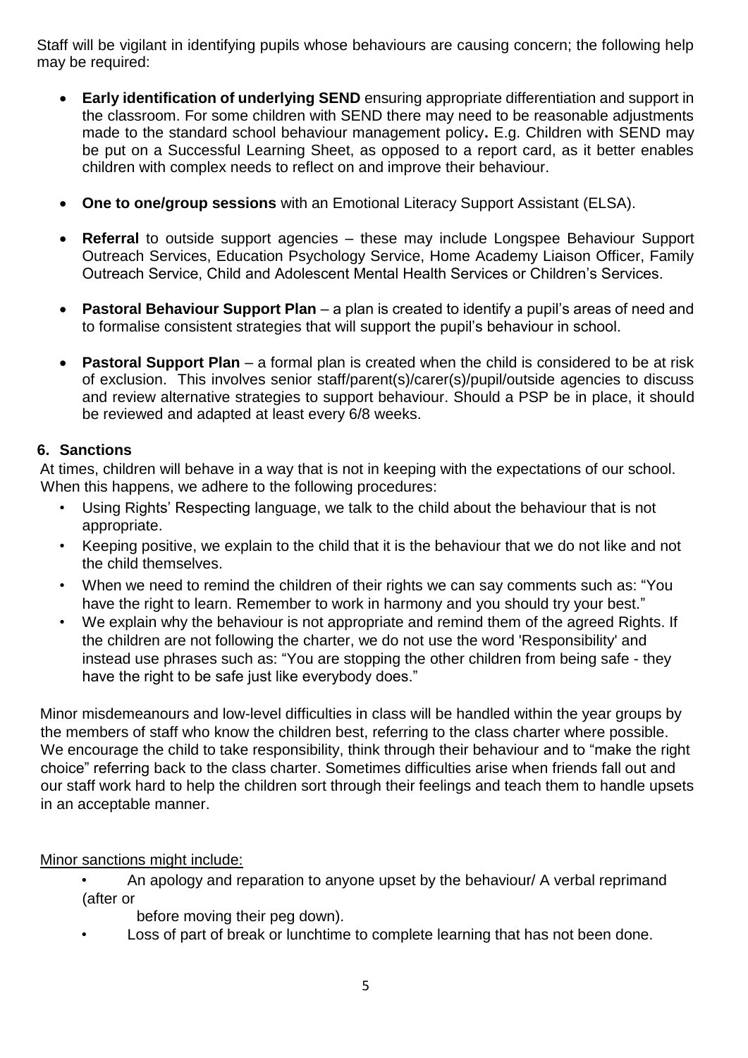Staff will be vigilant in identifying pupils whose behaviours are causing concern; the following help may be required:

- **Early identification of underlying SEND** ensuring appropriate differentiation and support in the classroom. For some children with SEND there may need to be reasonable adjustments made to the standard school behaviour management policy**.** E.g. Children with SEND may be put on a Successful Learning Sheet, as opposed to a report card, as it better enables children with complex needs to reflect on and improve their behaviour.

- **One to one/group sessions** with an Emotional Literacy Support Assistant (ELSA).

- **Referral** to outside support agencies – these may include Longspee Behaviour Support Outreach Services, Education Psychology Service, Home Academy Liaison Officer, Family Outreach Service, Child and Adolescent Mental Health Services or Children's Services.

- **Pastoral Behaviour Support Plan** – a plan is created to identify a pupil's areas of need and to formalise consistent strategies that will support the pupil's behaviour in school.

- **Pastoral Support Plan** – a formal plan is created when the child is considered to be at risk of exclusion. This involves senior staff/parent(s)/carer(s)/pupil/outside agencies to discuss and review alternative strategies to support behaviour. Should a PSP be in place, it should be reviewed and adapted at least every 6/8 weeks.

## 6. Sanctions

At times, children will behave in a way that is not in keeping with the expectations of our school. When this happens, we adhere to the following procedures:

- Using Rights' Respecting language, we talk to the child about the behaviour that is not appropriate.
- Keeping positive, we explain to the child that it is the behaviour that we do not like and not the child themselves.
- When we need to remind the children of their rights we can say comments such as: "You have the right to learn. Remember to work in harmony and you should try your best."
- We explain why the behaviour is not appropriate and remind them of the agreed Rights. If the children are not following the charter, we do not use the word 'Responsibility' and instead use phrases such as: "You are stopping the other children from being safe - they have the right to be safe just like everybody does."

Minor misdemeanours and low-level difficulties in class will be handled within the year groups by the members of staff who know the children best, referring to the class charter where possible. We encourage the child to take responsibility, think through their behaviour and to "make the right choice" referring back to the class charter. Sometimes difficulties arise when friends fall out and our staff work hard to help the children sort through their feelings and teach them to handle upsets in an acceptable manner.

<u>Minor sanctions might include:</u>

- An apology and reparation to anyone upset by the behaviour/ A verbal reprimand (after or before moving their peg down).
- Loss of part of break or lunchtime to complete learning that has not been done.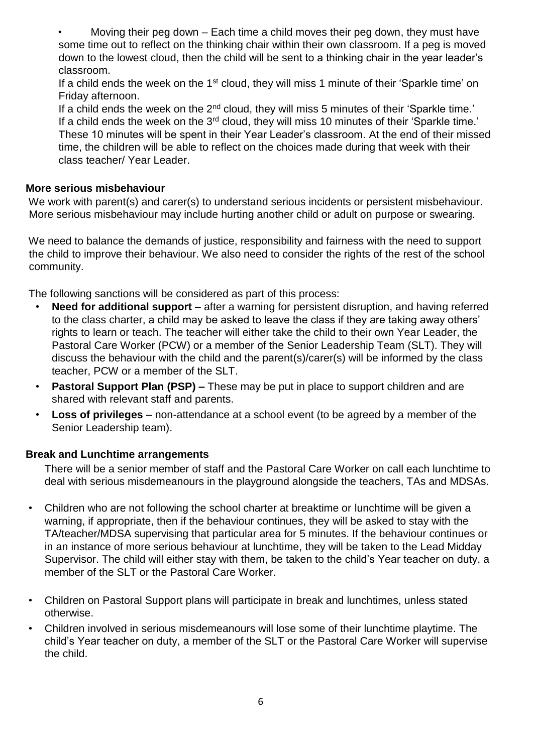- Moving their peg down – Each time a child moves their peg down, they must have some time out to reflect on the thinking chair within their own classroom. If a peg is moved down to the lowest cloud, then the child will be sent to a thinking chair in the year leader's classroom.

  If a child ends the week on the 1st cloud, they will miss 1 minute of their 'Sparkle time' on Friday afternoon.

  If a child ends the week on the 2nd cloud, they will miss 5 minutes of their 'Sparkle time.'

  If a child ends the week on the 3rd cloud, they will miss 10 minutes of their 'Sparkle time.' These 10 minutes will be spent in their Year Leader's classroom. At the end of their missed time, the children will be able to reflect on the choices made during that week with their class teacher/ Year Leader.

**More serious misbehaviour**

We work with parent(s) and carer(s) to understand serious incidents or persistent misbehaviour. More serious misbehaviour may include hurting another child or adult on purpose or swearing.

We need to balance the demands of justice, responsibility and fairness with the need to support the child to improve their behaviour. We also need to consider the rights of the rest of the school community.

The following sanctions will be considered as part of this process:

- **Need for additional support** – after a warning for persistent disruption, and having referred to the class charter, a child may be asked to leave the class if they are taking away others' rights to learn or teach. The teacher will either take the child to their own Year Leader, the Pastoral Care Worker (PCW) or a member of the Senior Leadership Team (SLT). They will discuss the behaviour with the child and the parent(s)/carer(s) will be informed by the class teacher, PCW or a member of the SLT.
- **Pastoral Support Plan (PSP) –** These may be put in place to support children and are shared with relevant staff and parents.
- **Loss of privileges** – non-attendance at a school event (to be agreed by a member of the Senior Leadership team).

**Break and Lunchtime arrangements**

There will be a senior member of staff and the Pastoral Care Worker on call each lunchtime to deal with serious misdemeanours in the playground alongside the teachers, TAs and MDSAs.

- Children who are not following the school charter at breaktime or lunchtime will be given a warning, if appropriate, then if the behaviour continues, they will be asked to stay with the TA/teacher/MDSA supervising that particular area for 5 minutes. If the behaviour continues or in an instance of more serious behaviour at lunchtime, they will be taken to the Lead Midday Supervisor. The child will either stay with them, be taken to the child's Year teacher on duty, a member of the SLT or the Pastoral Care Worker.
- Children on Pastoral Support plans will participate in break and lunchtimes, unless stated otherwise.
- Children involved in serious misdemeanours will lose some of their lunchtime playtime. The child's Year teacher on duty, a member of the SLT or the Pastoral Care Worker will supervise the child.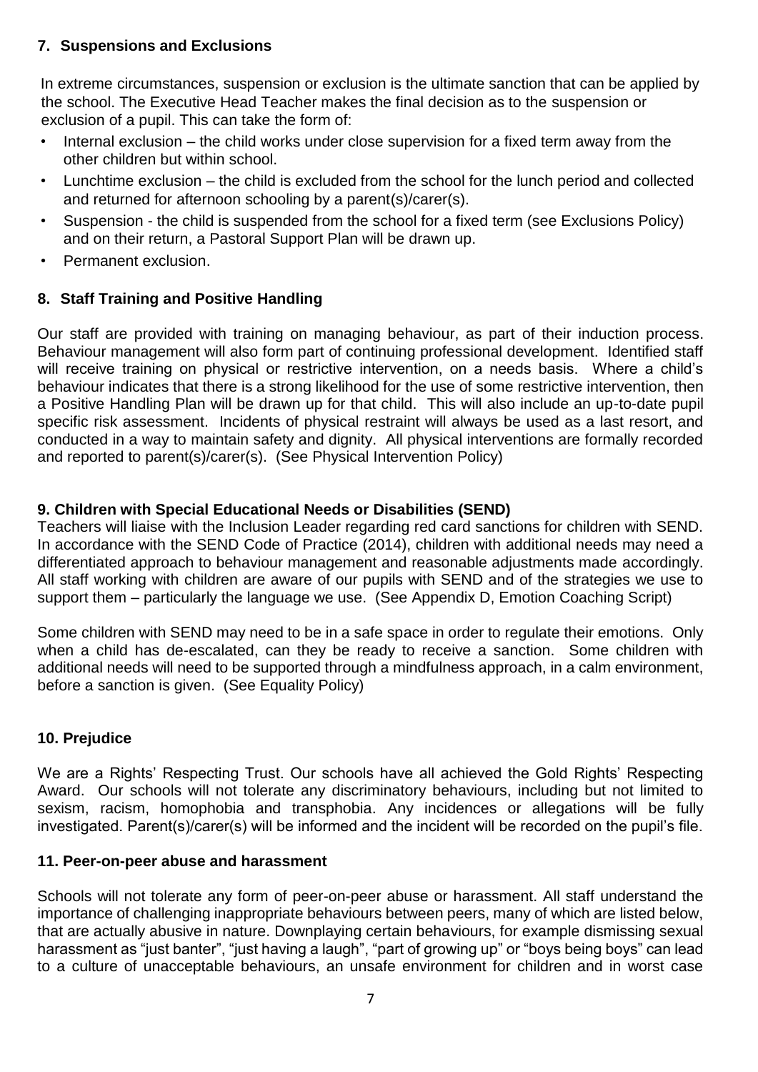## 7. Suspensions and Exclusions

In extreme circumstances, suspension or exclusion is the ultimate sanction that can be applied by the school. The Executive Head Teacher makes the final decision as to the suspension or exclusion of a pupil. This can take the form of:

- Internal exclusion – the child works under close supervision for a fixed term away from the other children but within school.
- Lunchtime exclusion – the child is excluded from the school for the lunch period and collected and returned for afternoon schooling by a parent(s)/carer(s).
- Suspension - the child is suspended from the school for a fixed term (see Exclusions Policy) and on their return, a Pastoral Support Plan will be drawn up.
- Permanent exclusion.

## 8. Staff Training and Positive Handling

Our staff are provided with training on managing behaviour, as part of their induction process. Behaviour management will also form part of continuing professional development. Identified staff will receive training on physical or restrictive intervention, on a needs basis. Where a child's behaviour indicates that there is a strong likelihood for the use of some restrictive intervention, then a Positive Handling Plan will be drawn up for that child. This will also include an up-to-date pupil specific risk assessment. Incidents of physical restraint will always be used as a last resort, and conducted in a way to maintain safety and dignity. All physical interventions are formally recorded and reported to parent(s)/carer(s). (See Physical Intervention Policy)

## 9. Children with Special Educational Needs or Disabilities (SEND)

Teachers will liaise with the Inclusion Leader regarding red card sanctions for children with SEND. In accordance with the SEND Code of Practice (2014), children with additional needs may need a differentiated approach to behaviour management and reasonable adjustments made accordingly. All staff working with children are aware of our pupils with SEND and of the strategies we use to support them – particularly the language we use. (See Appendix D, Emotion Coaching Script)

Some children with SEND may need to be in a safe space in order to regulate their emotions. Only when a child has de-escalated, can they be ready to receive a sanction. Some children with additional needs will need to be supported through a mindfulness approach, in a calm environment, before a sanction is given. (See Equality Policy)

## 10. Prejudice

We are a Rights' Respecting Trust. Our schools have all achieved the Gold Rights' Respecting Award. Our schools will not tolerate any discriminatory behaviours, including but not limited to sexism, racism, homophobia and transphobia. Any incidences or allegations will be fully investigated. Parent(s)/carer(s) will be informed and the incident will be recorded on the pupil's file.

## 11. Peer-on-peer abuse and harassment

Schools will not tolerate any form of peer-on-peer abuse or harassment. All staff understand the importance of challenging inappropriate behaviours between peers, many of which are listed below, that are actually abusive in nature. Downplaying certain behaviours, for example dismissing sexual harassment as "just banter", "just having a laugh", "part of growing up" or "boys being boys" can lead to a culture of unacceptable behaviours, an unsafe environment for children and in worst case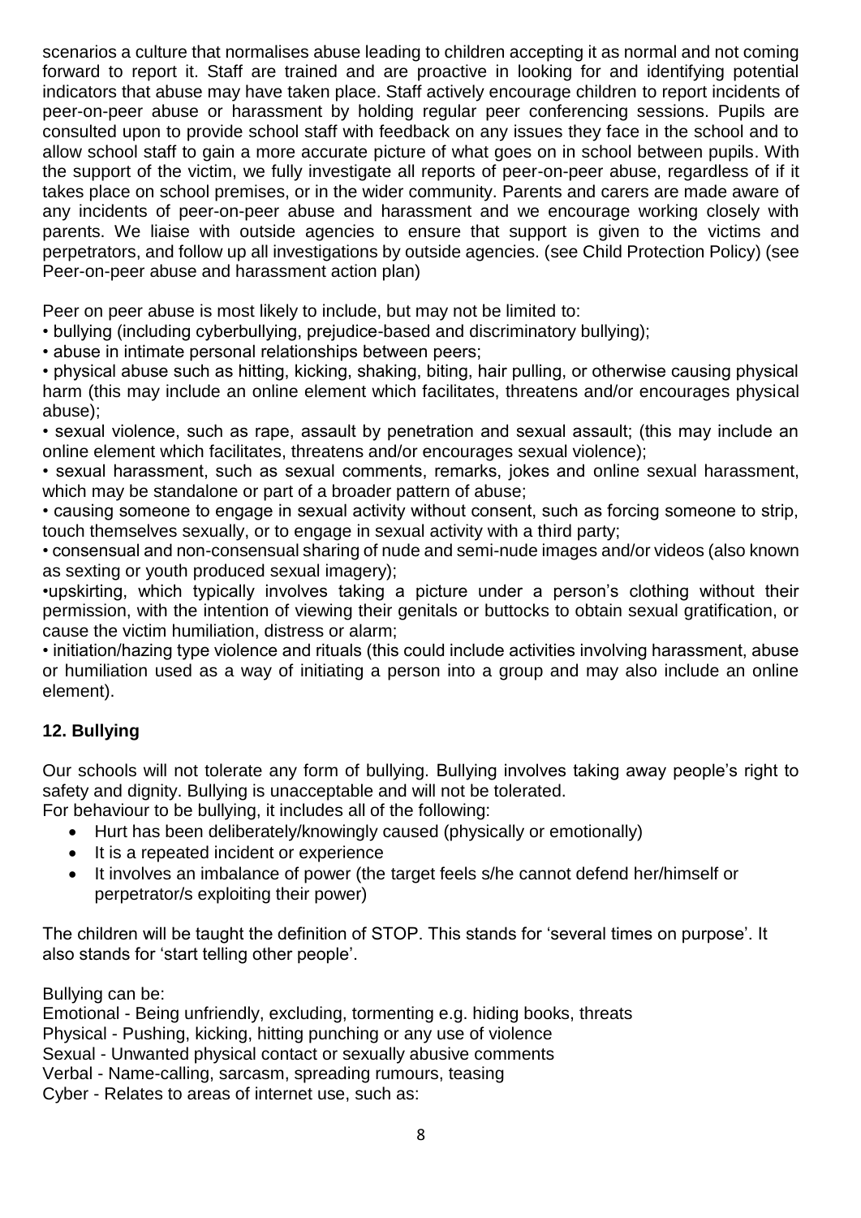scenarios a culture that normalises abuse leading to children accepting it as normal and not coming forward to report it. Staff are trained and are proactive in looking for and identifying potential indicators that abuse may have taken place. Staff actively encourage children to report incidents of peer-on-peer abuse or harassment by holding regular peer conferencing sessions. Pupils are consulted upon to provide school staff with feedback on any issues they face in the school and to allow school staff to gain a more accurate picture of what goes on in school between pupils. With the support of the victim, we fully investigate all reports of peer-on-peer abuse, regardless of if it takes place on school premises, or in the wider community. Parents and carers are made aware of any incidents of peer-on-peer abuse and harassment and we encourage working closely with parents. We liaise with outside agencies to ensure that support is given to the victims and perpetrators, and follow up all investigations by outside agencies. (see Child Protection Policy) (see Peer-on-peer abuse and harassment action plan)

Peer on peer abuse is most likely to include, but may not be limited to:

- bullying (including cyberbullying, prejudice-based and discriminatory bullying);
- abuse in intimate personal relationships between peers;
- physical abuse such as hitting, kicking, shaking, biting, hair pulling, or otherwise causing physical harm (this may include an online element which facilitates, threatens and/or encourages physical abuse);
- sexual violence, such as rape, assault by penetration and sexual assault; (this may include an online element which facilitates, threatens and/or encourages sexual violence);
- sexual harassment, such as sexual comments, remarks, jokes and online sexual harassment, which may be standalone or part of a broader pattern of abuse;
- causing someone to engage in sexual activity without consent, such as forcing someone to strip, touch themselves sexually, or to engage in sexual activity with a third party;
- consensual and non-consensual sharing of nude and semi-nude images and/or videos (also known as sexting or youth produced sexual imagery);
- upskirting, which typically involves taking a picture under a person's clothing without their permission, with the intention of viewing their genitals or buttocks to obtain sexual gratification, or cause the victim humiliation, distress or alarm;
- initiation/hazing type violence and rituals (this could include activities involving harassment, abuse or humiliation used as a way of initiating a person into a group and may also include an online element).

## 12. Bullying

Our schools will not tolerate any form of bullying. Bullying involves taking away people's right to safety and dignity. Bullying is unacceptable and will not be tolerated.

For behaviour to be bullying, it includes all of the following:

- Hurt has been deliberately/knowingly caused (physically or emotionally)
- It is a repeated incident or experience
- It involves an imbalance of power (the target feels s/he cannot defend her/himself or perpetrator/s exploiting their power)

The children will be taught the definition of STOP. This stands for 'several times on purpose'. It also stands for 'start telling other people'.

Bullying can be:

Emotional - Being unfriendly, excluding, tormenting e.g. hiding books, threats
Physical - Pushing, kicking, hitting punching or any use of violence
Sexual - Unwanted physical contact or sexually abusive comments
Verbal - Name-calling, sarcasm, spreading rumours, teasing
Cyber - Relates to areas of internet use, such as: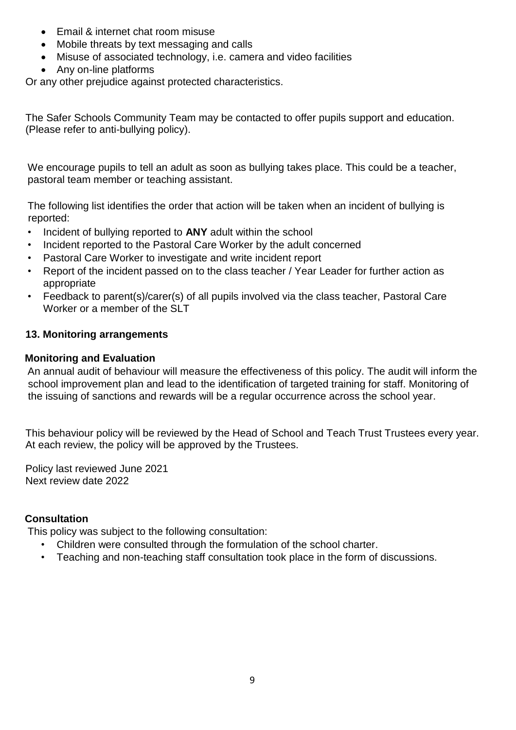- Email & internet chat room misuse
- Mobile threats by text messaging and calls
- Misuse of associated technology, i.e. camera and video facilities
- Any on-line platforms

Or any other prejudice against protected characteristics.

The Safer Schools Community Team may be contacted to offer pupils support and education. (Please refer to anti-bullying policy).

We encourage pupils to tell an adult as soon as bullying takes place. This could be a teacher, pastoral team member or teaching assistant.

The following list identifies the order that action will be taken when an incident of bullying is reported:

- Incident of bullying reported to **ANY** adult within the school
- Incident reported to the Pastoral Care Worker by the adult concerned
- Pastoral Care Worker to investigate and write incident report
- Report of the incident passed on to the class teacher / Year Leader for further action as appropriate
- Feedback to parent(s)/carer(s) of all pupils involved via the class teacher, Pastoral Care Worker or a member of the SLT

## 13. Monitoring arrangements

### Monitoring and Evaluation

An annual audit of behaviour will measure the effectiveness of this policy. The audit will inform the school improvement plan and lead to the identification of targeted training for staff. Monitoring of the issuing of sanctions and rewards will be a regular occurrence across the school year.

This behaviour policy will be reviewed by the Head of School and Teach Trust Trustees every year. At each review, the policy will be approved by the Trustees.

Policy last reviewed June 2021
Next review date 2022

### Consultation

This policy was subject to the following consultation:

- Children were consulted through the formulation of the school charter.
- Teaching and non-teaching staff consultation took place in the form of discussions.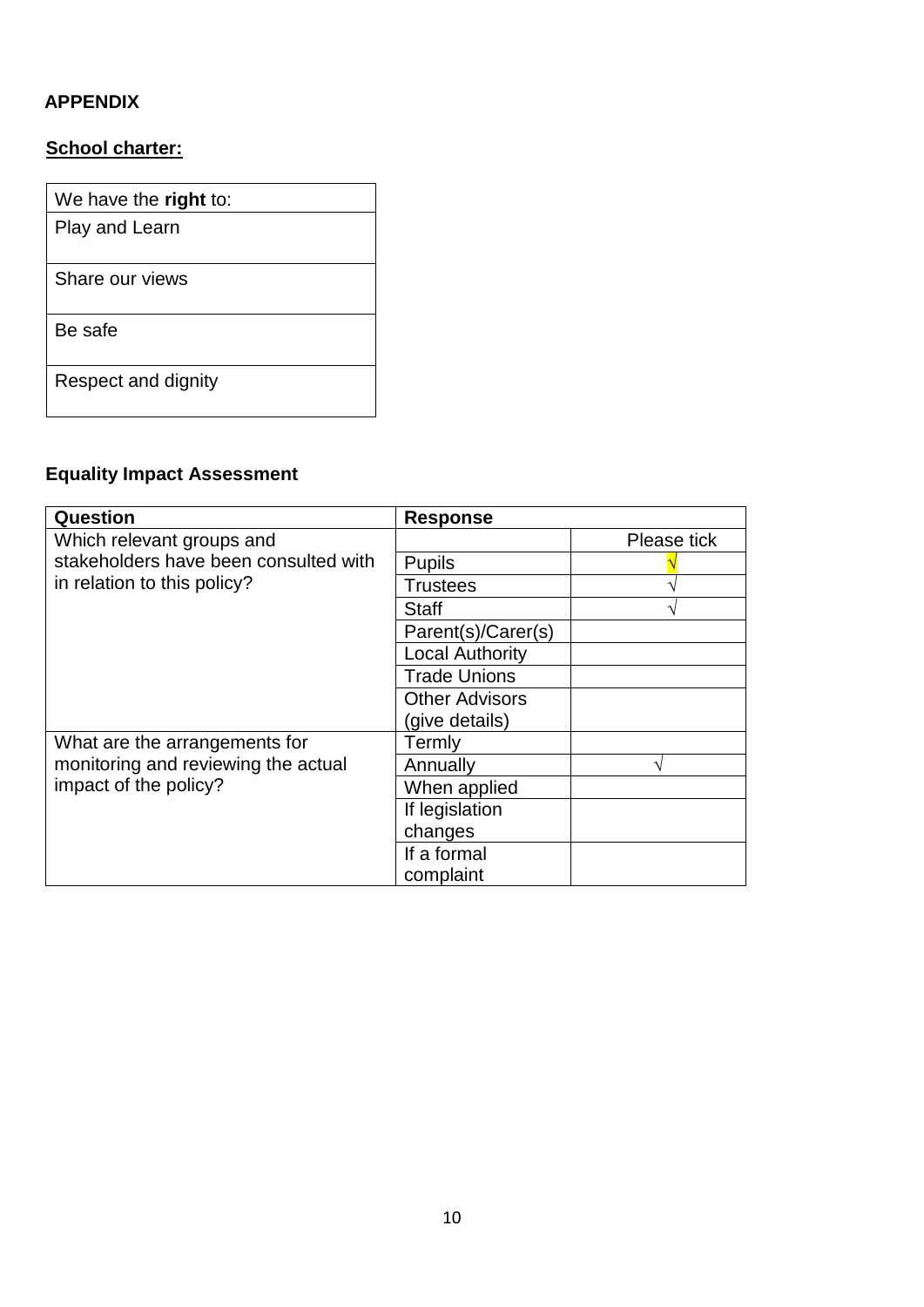**APPENDIX**

**School charter:**

| We have the **right** to: |
|---|
| Play and Learn |
| Share our views |
| Be safe |
| Respect and dignity |

**Equality Impact Assessment**

| Question | Response | |
|---|---|---|
| Which relevant groups and stakeholders have been consulted with in relation to this policy? | | Please tick |
| | Pupils | √ |
| | Trustees | √ |
| | Staff | √ |
| | Parent(s)/Carer(s) | |
| | Local Authority | |
| | Trade Unions | |
| | Other Advisors (give details) | |
| What are the arrangements for monitoring and reviewing the actual impact of the policy? | Termly | |
| | Annually | √ |
| | When applied | |
| | If legislation changes | |
| | If a formal complaint | |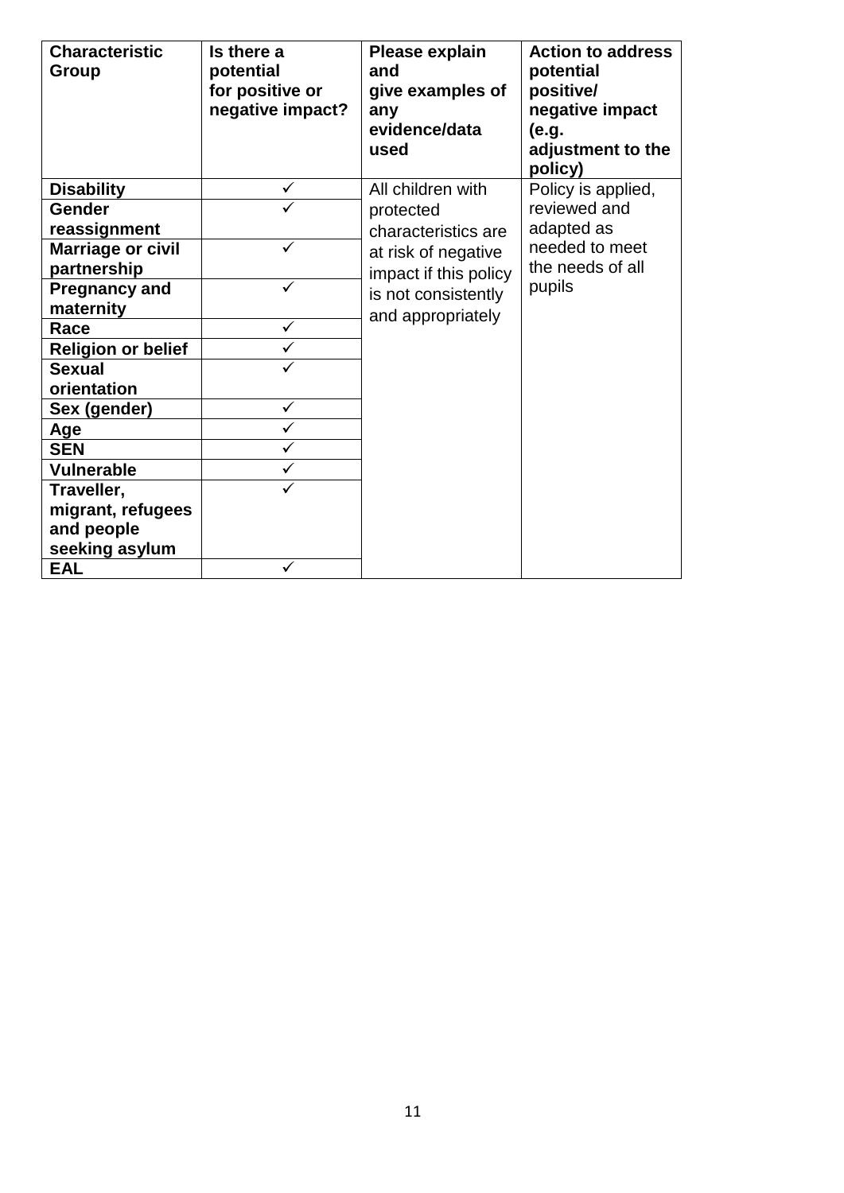| Characteristic Group | Is there a potential for positive or negative impact? | Please explain and give examples of any evidence/data used | Action to address potential positive/ negative impact (e.g. adjustment to the policy) |
|---|---|---|---|
| **Disability** | ✓ | All children with protected characteristics are at risk of negative impact if this policy is not consistently and appropriately | Policy is applied, reviewed and adapted as needed to meet the needs of all pupils |
| **Gender reassignment** | ✓ | | |
| **Marriage or civil partnership** | ✓ | | |
| **Pregnancy and maternity** | ✓ | | |
| **Race** | ✓ | | |
| **Religion or belief** | ✓ | | |
| **Sexual orientation** | ✓ | | |
| **Sex (gender)** | ✓ | | |
| **Age** | ✓ | | |
| **SEN** | ✓ | | |
| **Vulnerable** | ✓ | | |
| **Traveller, migrant, refugees and people seeking asylum** | ✓ | | |
| **EAL** | ✓ | | |